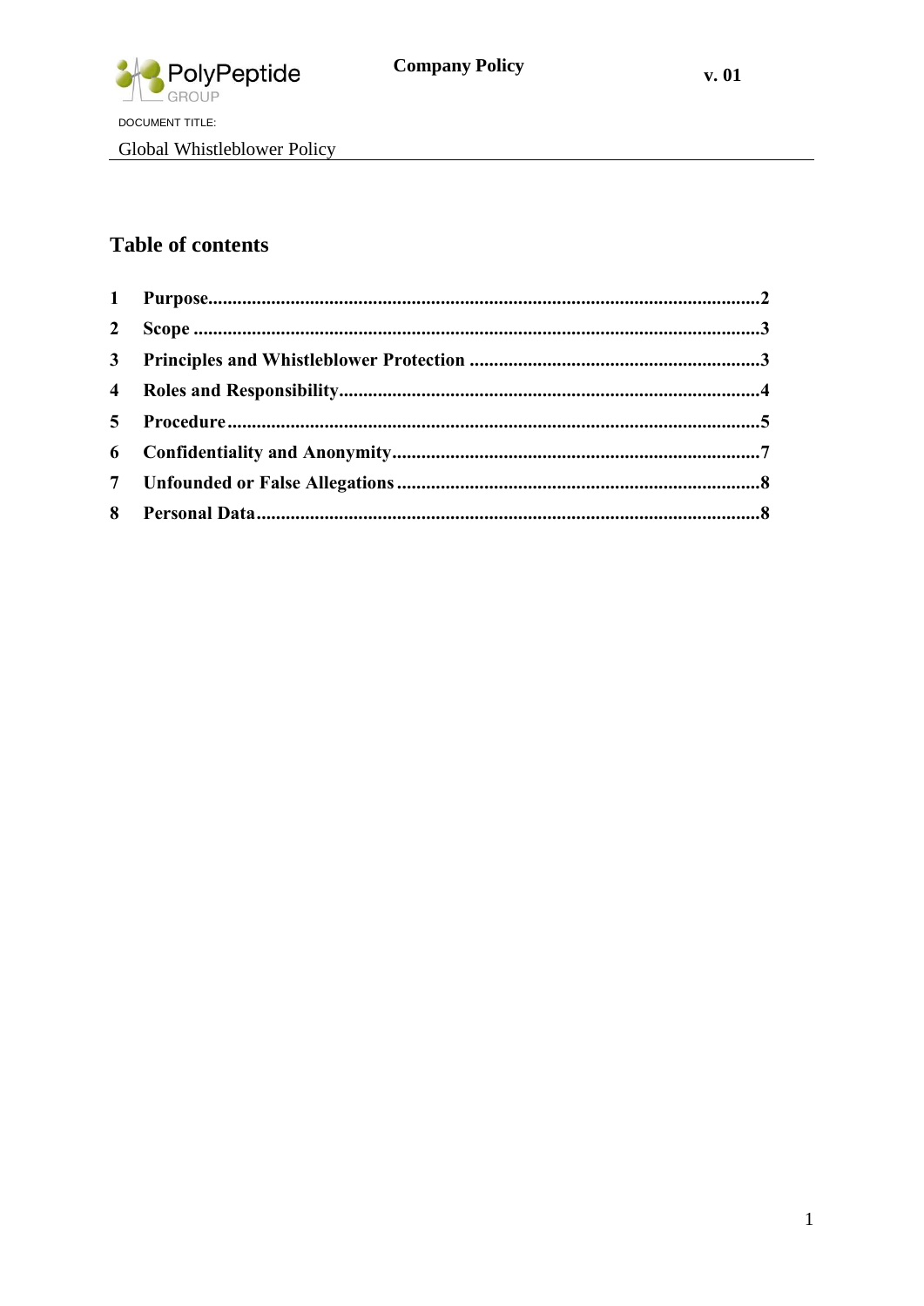Company Policy

v. 01

DOCUMENT TITLE:

Global Whistleblower Policy

## Table of contents

| | | |
|---|---|---|
| **1** | **Purpose** | **2** |
| **2** | **Scope** | **3** |
| **3** | **Principles and Whistleblower Protection** | **3** |
| **4** | **Roles and Responsibility** | **4** |
| **5** | **Procedure** | **5** |
| **6** | **Confidentiality and Anonymity** | **7** |
| **7** | **Unfounded or False Allegations** | **8** |
| **8** | **Personal Data** | **8** |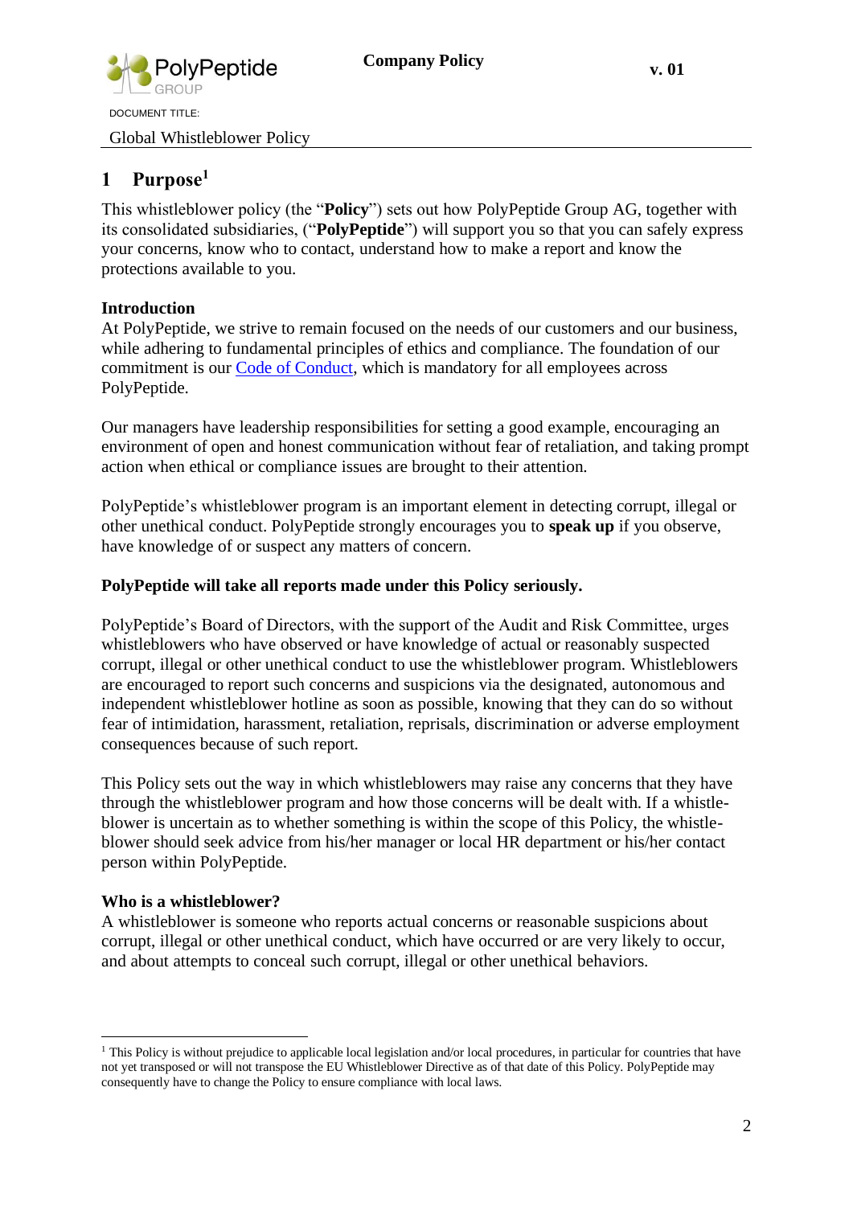# 1 Purpose[1]

This whistleblower policy (the "**Policy**") sets out how PolyPeptide Group AG, together with its consolidated subsidiaries, ("**PolyPeptide**") will support you so that you can safely express your concerns, know who to contact, understand how to make a report and know the protections available to you.

**Introduction**
At PolyPeptide, we strive to remain focused on the needs of our customers and our business, while adhering to fundamental principles of ethics and compliance. The foundation of our commitment is our Code of Conduct, which is mandatory for all employees across PolyPeptide.

Our managers have leadership responsibilities for setting a good example, encouraging an environment of open and honest communication without fear of retaliation, and taking prompt action when ethical or compliance issues are brought to their attention.

PolyPeptide's whistleblower program is an important element in detecting corrupt, illegal or other unethical conduct. PolyPeptide strongly encourages you to **speak up** if you observe, have knowledge of or suspect any matters of concern.

**PolyPeptide will take all reports made under this Policy seriously.**

PolyPeptide's Board of Directors, with the support of the Audit and Risk Committee, urges whistleblowers who have observed or have knowledge of actual or reasonably suspected corrupt, illegal or other unethical conduct to use the whistleblower program. Whistleblowers are encouraged to report such concerns and suspicions via the designated, autonomous and independent whistleblower hotline as soon as possible, knowing that they can do so without fear of intimidation, harassment, retaliation, reprisals, discrimination or adverse employment consequences because of such report.

This Policy sets out the way in which whistleblowers may raise any concerns that they have through the whistleblower program and how those concerns will be dealt with. If a whistle-blower is uncertain as to whether something is within the scope of this Policy, the whistle-blower should seek advice from his/her manager or local HR department or his/her contact person within PolyPeptide.

**Who is a whistleblower?**
A whistleblower is someone who reports actual concerns or reasonable suspicions about corrupt, illegal or other unethical conduct, which have occurred or are very likely to occur, and about attempts to conceal such corrupt, illegal or other unethical behaviors.

---

[1] This Policy is without prejudice to applicable local legislation and/or local procedures, in particular for countries that have not yet transposed or will not transpose the EU Whistleblower Directive as of that date of this Policy. PolyPeptide may consequently have to change the Policy to ensure compliance with local laws.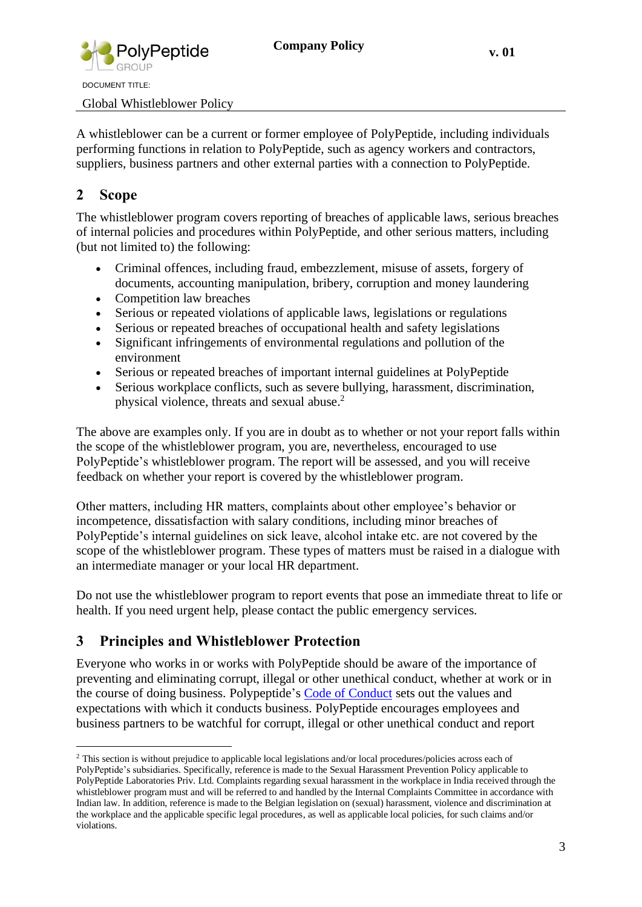A whistleblower can be a current or former employee of PolyPeptide, including individuals performing functions in relation to PolyPeptide, such as agency workers and contractors, suppliers, business partners and other external parties with a connection to PolyPeptide.

## 2 Scope

The whistleblower program covers reporting of breaches of applicable laws, serious breaches of internal policies and procedures within PolyPeptide, and other serious matters, including (but not limited to) the following:

- Criminal offences, including fraud, embezzlement, misuse of assets, forgery of documents, accounting manipulation, bribery, corruption and money laundering
- Competition law breaches
- Serious or repeated violations of applicable laws, legislations or regulations
- Serious or repeated breaches of occupational health and safety legislations
- Significant infringements of environmental regulations and pollution of the environment
- Serious or repeated breaches of important internal guidelines at PolyPeptide
- Serious workplace conflicts, such as severe bullying, harassment, discrimination, physical violence, threats and sexual abuse.[2]

The above are examples only. If you are in doubt as to whether or not your report falls within the scope of the whistleblower program, you are, nevertheless, encouraged to use PolyPeptide's whistleblower program. The report will be assessed, and you will receive feedback on whether your report is covered by the whistleblower program.

Other matters, including HR matters, complaints about other employee's behavior or incompetence, dissatisfaction with salary conditions, including minor breaches of PolyPeptide's internal guidelines on sick leave, alcohol intake etc. are not covered by the scope of the whistleblower program. These types of matters must be raised in a dialogue with an intermediate manager or your local HR department.

Do not use the whistleblower program to report events that pose an immediate threat to life or health. If you need urgent help, please contact the public emergency services.

## 3 Principles and Whistleblower Protection

Everyone who works in or works with PolyPeptide should be aware of the importance of preventing and eliminating corrupt, illegal or other unethical conduct, whether at work or in the course of doing business. Polypeptide's [Code of Conduct](#) sets out the values and expectations with which it conducts business. PolyPeptide encourages employees and business partners to be watchful for corrupt, illegal or other unethical conduct and report

---

[2] This section is without prejudice to applicable local legislations and/or local procedures/policies across each of PolyPeptide's subsidiaries. Specifically, reference is made to the Sexual Harassment Prevention Policy applicable to PolyPeptide Laboratories Priv. Ltd. Complaints regarding sexual harassment in the workplace in India received through the whistleblower program must and will be referred to and handled by the Internal Complaints Committee in accordance with Indian law. In addition, reference is made to the Belgian legislation on (sexual) harassment, violence and discrimination at the workplace and the applicable specific legal procedures, as well as applicable local policies, for such claims and/or violations.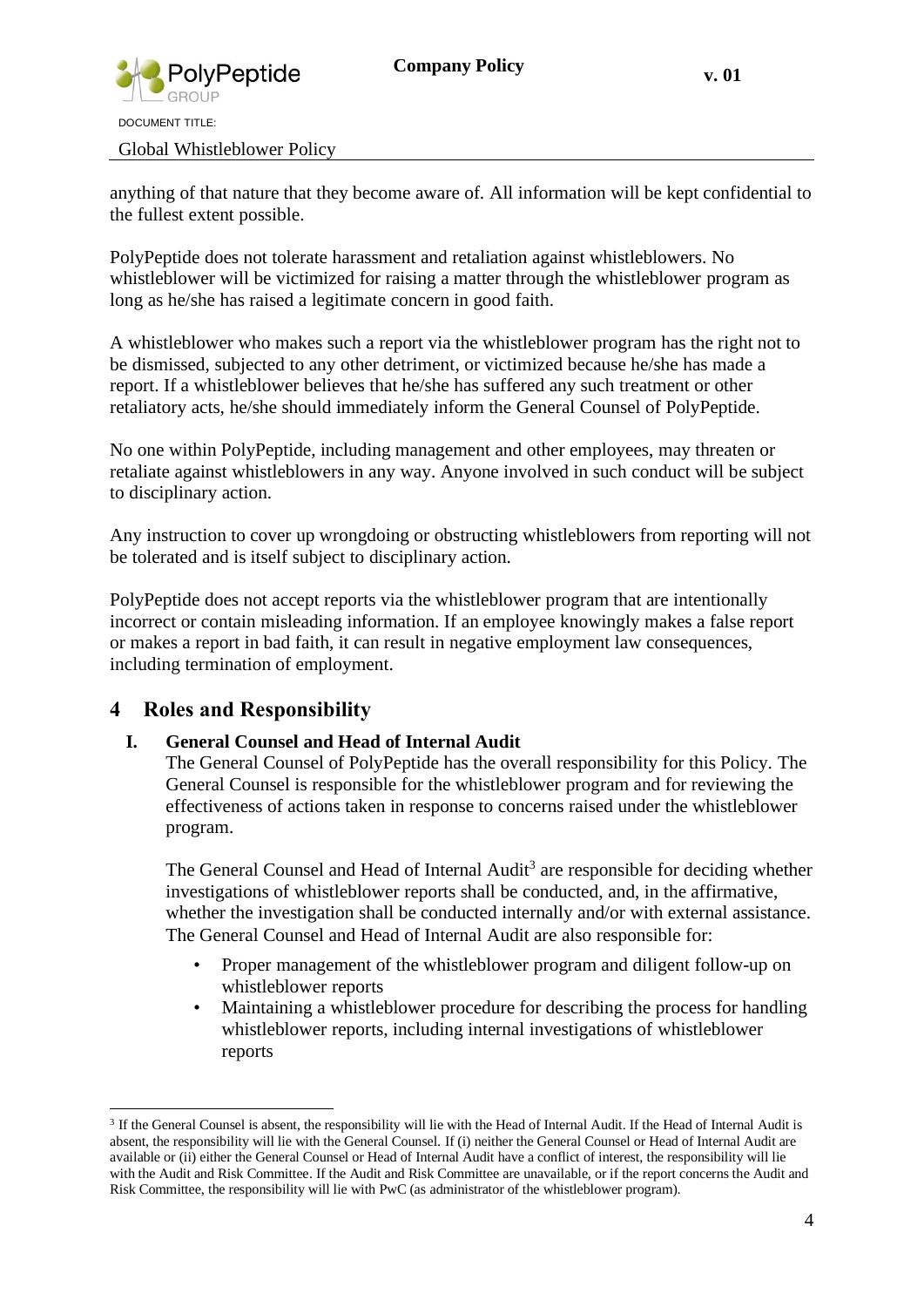anything of that nature that they become aware of. All information will be kept confidential to the fullest extent possible.

PolyPeptide does not tolerate harassment and retaliation against whistleblowers. No whistleblower will be victimized for raising a matter through the whistleblower program as long as he/she has raised a legitimate concern in good faith.

A whistleblower who makes such a report via the whistleblower program has the right not to be dismissed, subjected to any other detriment, or victimized because he/she has made a report. If a whistleblower believes that he/she has suffered any such treatment or other retaliatory acts, he/she should immediately inform the General Counsel of PolyPeptide.

No one within PolyPeptide, including management and other employees, may threaten or retaliate against whistleblowers in any way. Anyone involved in such conduct will be subject to disciplinary action.

Any instruction to cover up wrongdoing or obstructing whistleblowers from reporting will not be tolerated and is itself subject to disciplinary action.

PolyPeptide does not accept reports via the whistleblower program that are intentionally incorrect or contain misleading information. If an employee knowingly makes a false report or makes a report in bad faith, it can result in negative employment law consequences, including termination of employment.

## 4 Roles and Responsibility

### I. General Counsel and Head of Internal Audit

The General Counsel of PolyPeptide has the overall responsibility for this Policy. The General Counsel is responsible for the whistleblower program and for reviewing the effectiveness of actions taken in response to concerns raised under the whistleblower program.

The General Counsel and Head of Internal Audit[3] are responsible for deciding whether investigations of whistleblower reports shall be conducted, and, in the affirmative, whether the investigation shall be conducted internally and/or with external assistance. The General Counsel and Head of Internal Audit are also responsible for:

- Proper management of the whistleblower program and diligent follow-up on whistleblower reports
- Maintaining a whistleblower procedure for describing the process for handling whistleblower reports, including internal investigations of whistleblower reports

[3] If the General Counsel is absent, the responsibility will lie with the Head of Internal Audit. If the Head of Internal Audit is absent, the responsibility will lie with the General Counsel. If (i) neither the General Counsel or Head of Internal Audit are available or (ii) either the General Counsel or Head of Internal Audit have a conflict of interest, the responsibility will lie with the Audit and Risk Committee. If the Audit and Risk Committee are unavailable, or if the report concerns the Audit and Risk Committee, the responsibility will lie with PwC (as administrator of the whistleblower program).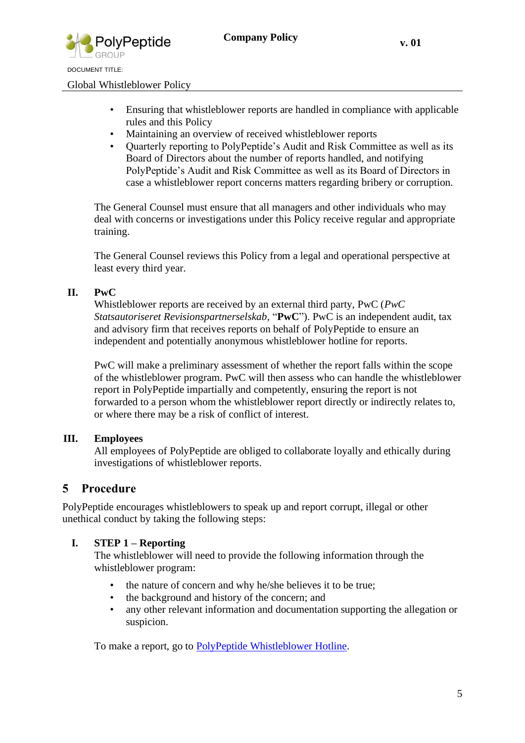- Ensuring that whistleblower reports are handled in compliance with applicable rules and this Policy
- Maintaining an overview of received whistleblower reports
- Quarterly reporting to PolyPeptide's Audit and Risk Committee as well as its Board of Directors about the number of reports handled, and notifying PolyPeptide's Audit and Risk Committee as well as its Board of Directors in case a whistleblower report concerns matters regarding bribery or corruption.

The General Counsel must ensure that all managers and other individuals who may deal with concerns or investigations under this Policy receive regular and appropriate training.

The General Counsel reviews this Policy from a legal and operational perspective at least every third year.

### II. PwC

Whistleblower reports are received by an external third party, PwC (*PwC Statsautoriseret Revisionspartnerselskab*, "**PwC**"). PwC is an independent audit, tax and advisory firm that receives reports on behalf of PolyPeptide to ensure an independent and potentially anonymous whistleblower hotline for reports.

PwC will make a preliminary assessment of whether the report falls within the scope of the whistleblower program. PwC will then assess who can handle the whistleblower report in PolyPeptide impartially and competently, ensuring the report is not forwarded to a person whom the whistleblower report directly or indirectly relates to, or where there may be a risk of conflict of interest.

### III. Employees

All employees of PolyPeptide are obliged to collaborate loyally and ethically during investigations of whistleblower reports.

## 5 Procedure

PolyPeptide encourages whistleblowers to speak up and report corrupt, illegal or other unethical conduct by taking the following steps:

### I. STEP 1 – Reporting

The whistleblower will need to provide the following information through the whistleblower program:

- the nature of concern and why he/she believes it to be true;
- the background and history of the concern; and
- any other relevant information and documentation supporting the allegation or suspicion.

To make a report, go to PolyPeptide Whistleblower Hotline.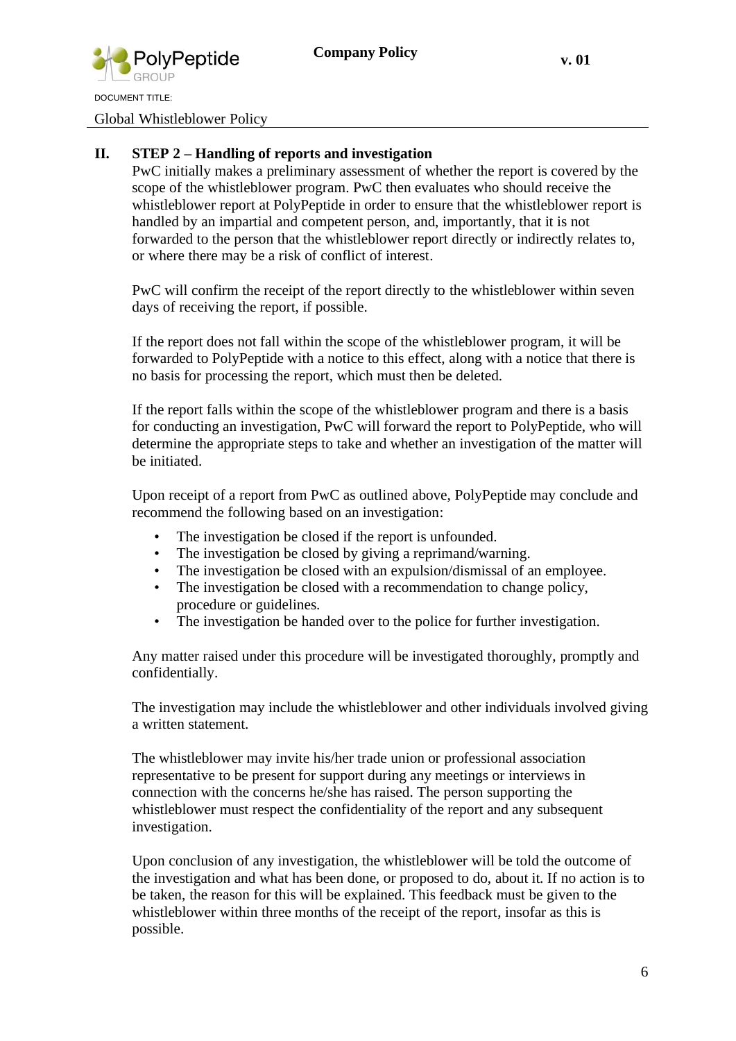## II. STEP 2 – Handling of reports and investigation

PwC initially makes a preliminary assessment of whether the report is covered by the scope of the whistleblower program. PwC then evaluates who should receive the whistleblower report at PolyPeptide in order to ensure that the whistleblower report is handled by an impartial and competent person, and, importantly, that it is not forwarded to the person that the whistleblower report directly or indirectly relates to, or where there may be a risk of conflict of interest.

PwC will confirm the receipt of the report directly to the whistleblower within seven days of receiving the report, if possible.

If the report does not fall within the scope of the whistleblower program, it will be forwarded to PolyPeptide with a notice to this effect, along with a notice that there is no basis for processing the report, which must then be deleted.

If the report falls within the scope of the whistleblower program and there is a basis for conducting an investigation, PwC will forward the report to PolyPeptide, who will determine the appropriate steps to take and whether an investigation of the matter will be initiated.

Upon receipt of a report from PwC as outlined above, PolyPeptide may conclude and recommend the following based on an investigation:

- The investigation be closed if the report is unfounded.
- The investigation be closed by giving a reprimand/warning.
- The investigation be closed with an expulsion/dismissal of an employee.
- The investigation be closed with a recommendation to change policy, procedure or guidelines.
- The investigation be handed over to the police for further investigation.

Any matter raised under this procedure will be investigated thoroughly, promptly and confidentially.

The investigation may include the whistleblower and other individuals involved giving a written statement.

The whistleblower may invite his/her trade union or professional association representative to be present for support during any meetings or interviews in connection with the concerns he/she has raised. The person supporting the whistleblower must respect the confidentiality of the report and any subsequent investigation.

Upon conclusion of any investigation, the whistleblower will be told the outcome of the investigation and what has been done, or proposed to do, about it. If no action is to be taken, the reason for this will be explained. This feedback must be given to the whistleblower within three months of the receipt of the report, insofar as this is possible.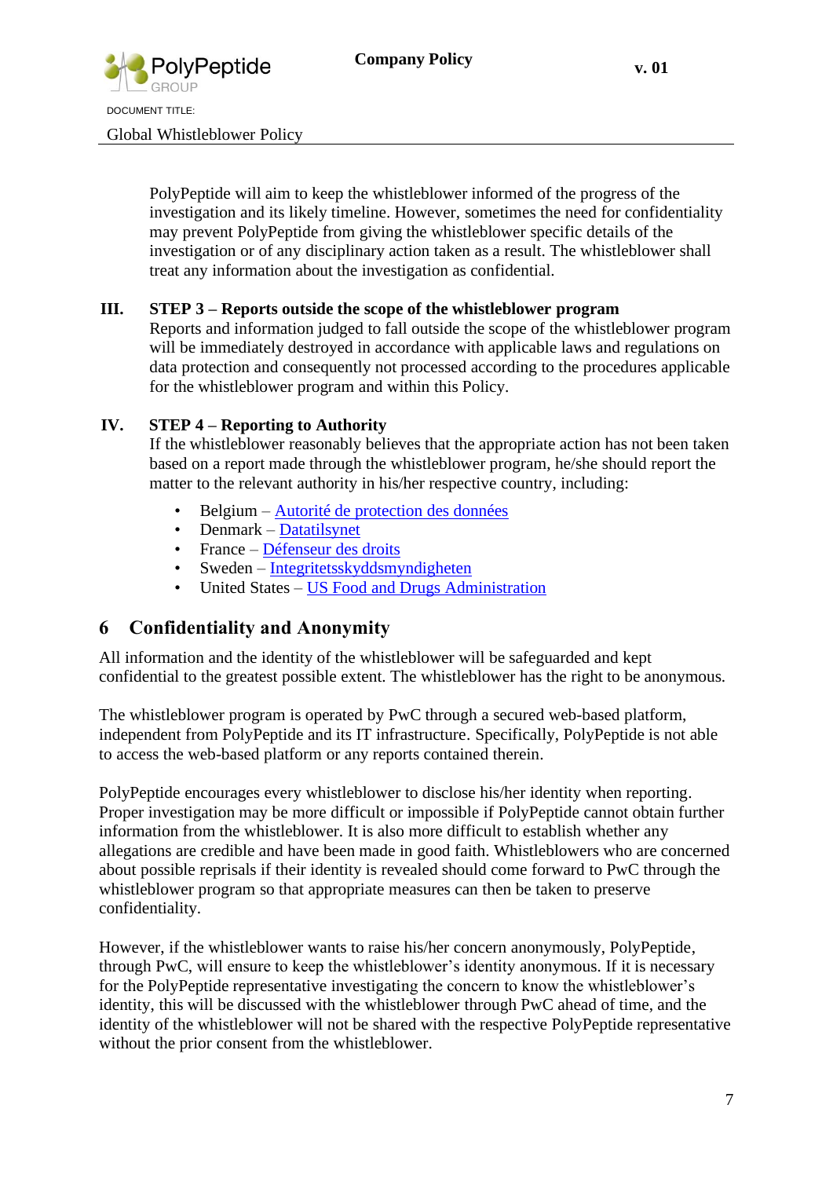PolyPeptide will aim to keep the whistleblower informed of the progress of the investigation and its likely timeline. However, sometimes the need for confidentiality may prevent PolyPeptide from giving the whistleblower specific details of the investigation or of any disciplinary action taken as a result. The whistleblower shall treat any information about the investigation as confidential.

**III. STEP 3 – Reports outside the scope of the whistleblower program**

Reports and information judged to fall outside the scope of the whistleblower program will be immediately destroyed in accordance with applicable laws and regulations on data protection and consequently not processed according to the procedures applicable for the whistleblower program and within this Policy.

**IV. STEP 4 – Reporting to Authority**

If the whistleblower reasonably believes that the appropriate action has not been taken based on a report made through the whistleblower program, he/she should report the matter to the relevant authority in his/her respective country, including:

- Belgium – Autorité de protection des données
- Denmark – Datatilsynet
- France – Défenseur des droits
- Sweden – Integritetsskyddsmyndigheten
- United States – US Food and Drugs Administration

## 6 Confidentiality and Anonymity

All information and the identity of the whistleblower will be safeguarded and kept confidential to the greatest possible extent. The whistleblower has the right to be anonymous.

The whistleblower program is operated by PwC through a secured web-based platform, independent from PolyPeptide and its IT infrastructure. Specifically, PolyPeptide is not able to access the web-based platform or any reports contained therein.

PolyPeptide encourages every whistleblower to disclose his/her identity when reporting. Proper investigation may be more difficult or impossible if PolyPeptide cannot obtain further information from the whistleblower. It is also more difficult to establish whether any allegations are credible and have been made in good faith. Whistleblowers who are concerned about possible reprisals if their identity is revealed should come forward to PwC through the whistleblower program so that appropriate measures can then be taken to preserve confidentiality.

However, if the whistleblower wants to raise his/her concern anonymously, PolyPeptide, through PwC, will ensure to keep the whistleblower's identity anonymous. If it is necessary for the PolyPeptide representative investigating the concern to know the whistleblower's identity, this will be discussed with the whistleblower through PwC ahead of time, and the identity of the whistleblower will not be shared with the respective PolyPeptide representative without the prior consent from the whistleblower.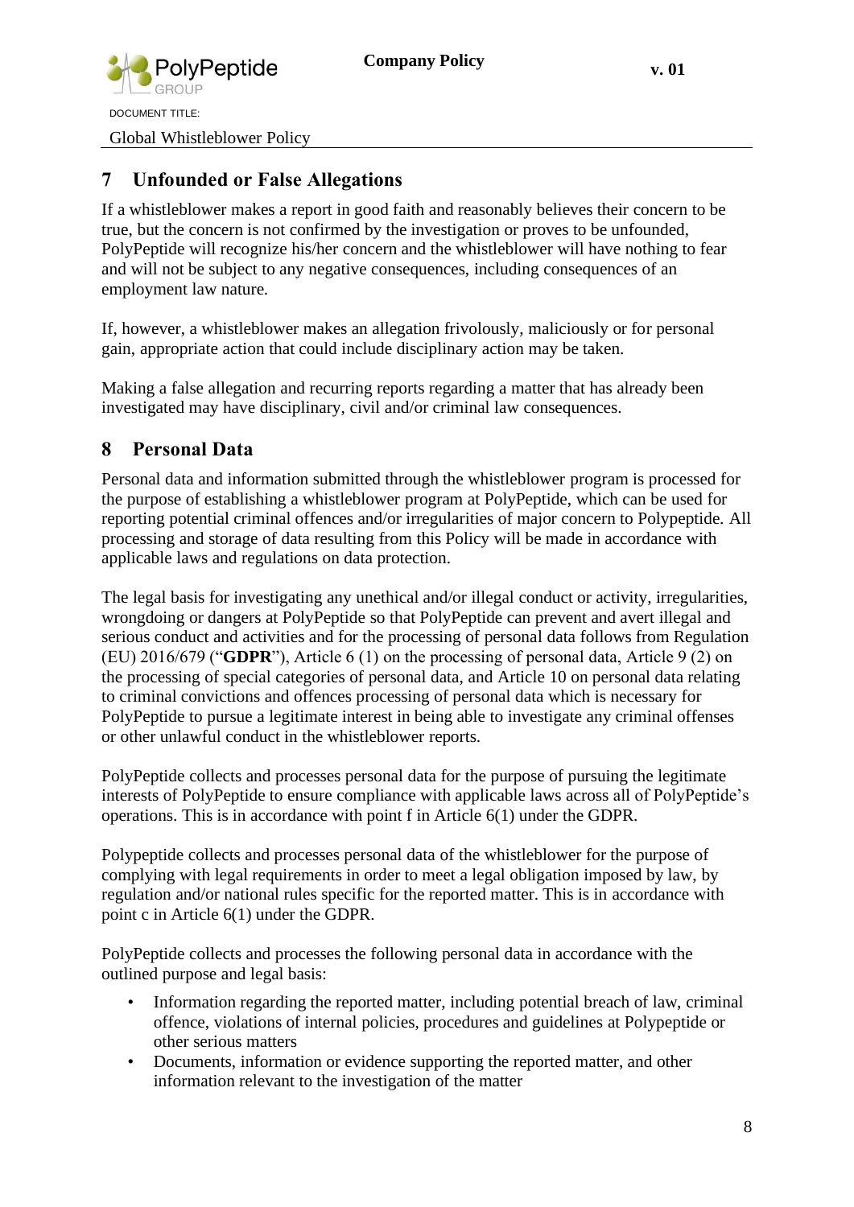## 7 Unfounded or False Allegations

If a whistleblower makes a report in good faith and reasonably believes their concern to be true, but the concern is not confirmed by the investigation or proves to be unfounded, PolyPeptide will recognize his/her concern and the whistleblower will have nothing to fear and will not be subject to any negative consequences, including consequences of an employment law nature.

If, however, a whistleblower makes an allegation frivolously, maliciously or for personal gain, appropriate action that could include disciplinary action may be taken.

Making a false allegation and recurring reports regarding a matter that has already been investigated may have disciplinary, civil and/or criminal law consequences.

## 8 Personal Data

Personal data and information submitted through the whistleblower program is processed for the purpose of establishing a whistleblower program at PolyPeptide, which can be used for reporting potential criminal offences and/or irregularities of major concern to Polypeptide. All processing and storage of data resulting from this Policy will be made in accordance with applicable laws and regulations on data protection.

The legal basis for investigating any unethical and/or illegal conduct or activity, irregularities, wrongdoing or dangers at PolyPeptide so that PolyPeptide can prevent and avert illegal and serious conduct and activities and for the processing of personal data follows from Regulation (EU) 2016/679 ("**GDPR**"), Article 6 (1) on the processing of personal data, Article 9 (2) on the processing of special categories of personal data, and Article 10 on personal data relating to criminal convictions and offences processing of personal data which is necessary for PolyPeptide to pursue a legitimate interest in being able to investigate any criminal offenses or other unlawful conduct in the whistleblower reports.

PolyPeptide collects and processes personal data for the purpose of pursuing the legitimate interests of PolyPeptide to ensure compliance with applicable laws across all of PolyPeptide's operations. This is in accordance with point f in Article 6(1) under the GDPR.

Polypeptide collects and processes personal data of the whistleblower for the purpose of complying with legal requirements in order to meet a legal obligation imposed by law, by regulation and/or national rules specific for the reported matter. This is in accordance with point c in Article 6(1) under the GDPR.

PolyPeptide collects and processes the following personal data in accordance with the outlined purpose and legal basis:

- Information regarding the reported matter, including potential breach of law, criminal offence, violations of internal policies, procedures and guidelines at Polypeptide or other serious matters
- Documents, information or evidence supporting the reported matter, and other information relevant to the investigation of the matter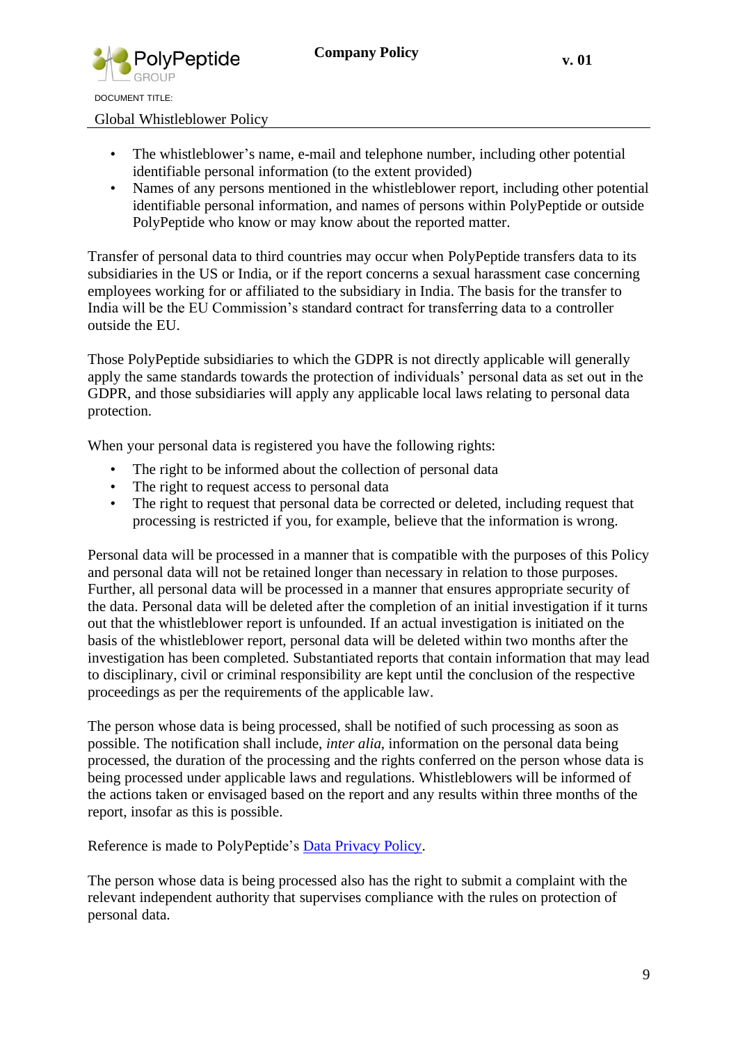- The whistleblower's name, e-mail and telephone number, including other potential identifiable personal information (to the extent provided)
- Names of any persons mentioned in the whistleblower report, including other potential identifiable personal information, and names of persons within PolyPeptide or outside PolyPeptide who know or may know about the reported matter.

Transfer of personal data to third countries may occur when PolyPeptide transfers data to its subsidiaries in the US or India, or if the report concerns a sexual harassment case concerning employees working for or affiliated to the subsidiary in India. The basis for the transfer to India will be the EU Commission's standard contract for transferring data to a controller outside the EU.

Those PolyPeptide subsidiaries to which the GDPR is not directly applicable will generally apply the same standards towards the protection of individuals' personal data as set out in the GDPR, and those subsidiaries will apply any applicable local laws relating to personal data protection.

When your personal data is registered you have the following rights:

- The right to be informed about the collection of personal data
- The right to request access to personal data
- The right to request that personal data be corrected or deleted, including request that processing is restricted if you, for example, believe that the information is wrong.

Personal data will be processed in a manner that is compatible with the purposes of this Policy and personal data will not be retained longer than necessary in relation to those purposes. Further, all personal data will be processed in a manner that ensures appropriate security of the data. Personal data will be deleted after the completion of an initial investigation if it turns out that the whistleblower report is unfounded. If an actual investigation is initiated on the basis of the whistleblower report, personal data will be deleted within two months after the investigation has been completed. Substantiated reports that contain information that may lead to disciplinary, civil or criminal responsibility are kept until the conclusion of the respective proceedings as per the requirements of the applicable law.

The person whose data is being processed, shall be notified of such processing as soon as possible. The notification shall include, *inter alia*, information on the personal data being processed, the duration of the processing and the rights conferred on the person whose data is being processed under applicable laws and regulations. Whistleblowers will be informed of the actions taken or envisaged based on the report and any results within three months of the report, insofar as this is possible.

Reference is made to PolyPeptide's Data Privacy Policy.

The person whose data is being processed also has the right to submit a complaint with the relevant independent authority that supervises compliance with the rules on protection of personal data.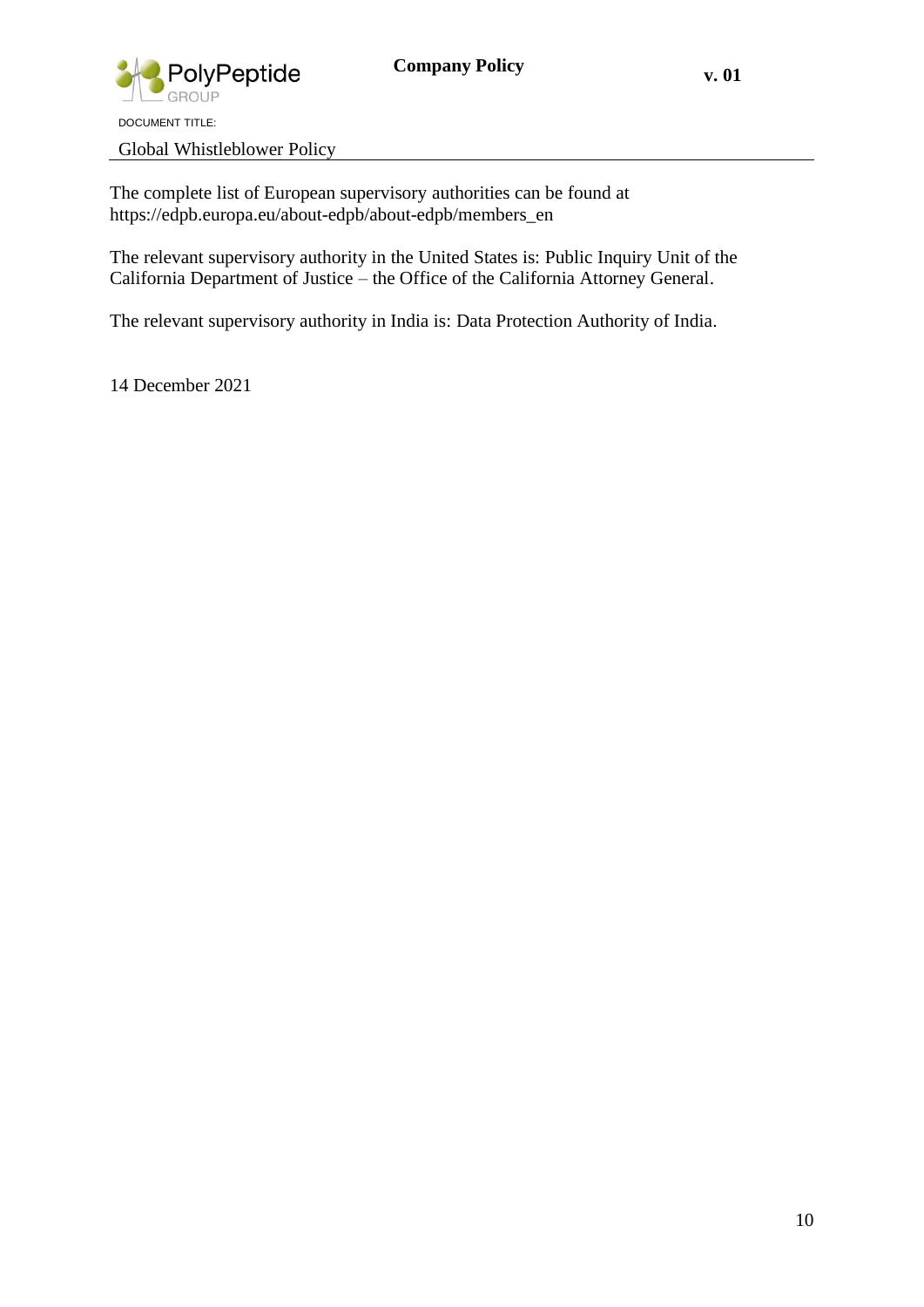The complete list of European supervisory authorities can be found at https://edpb.europa.eu/about-edpb/about-edpb/members_en

The relevant supervisory authority in the United States is: Public Inquiry Unit of the California Department of Justice – the Office of the California Attorney General.

The relevant supervisory authority in India is: Data Protection Authority of India.

14 December 2021